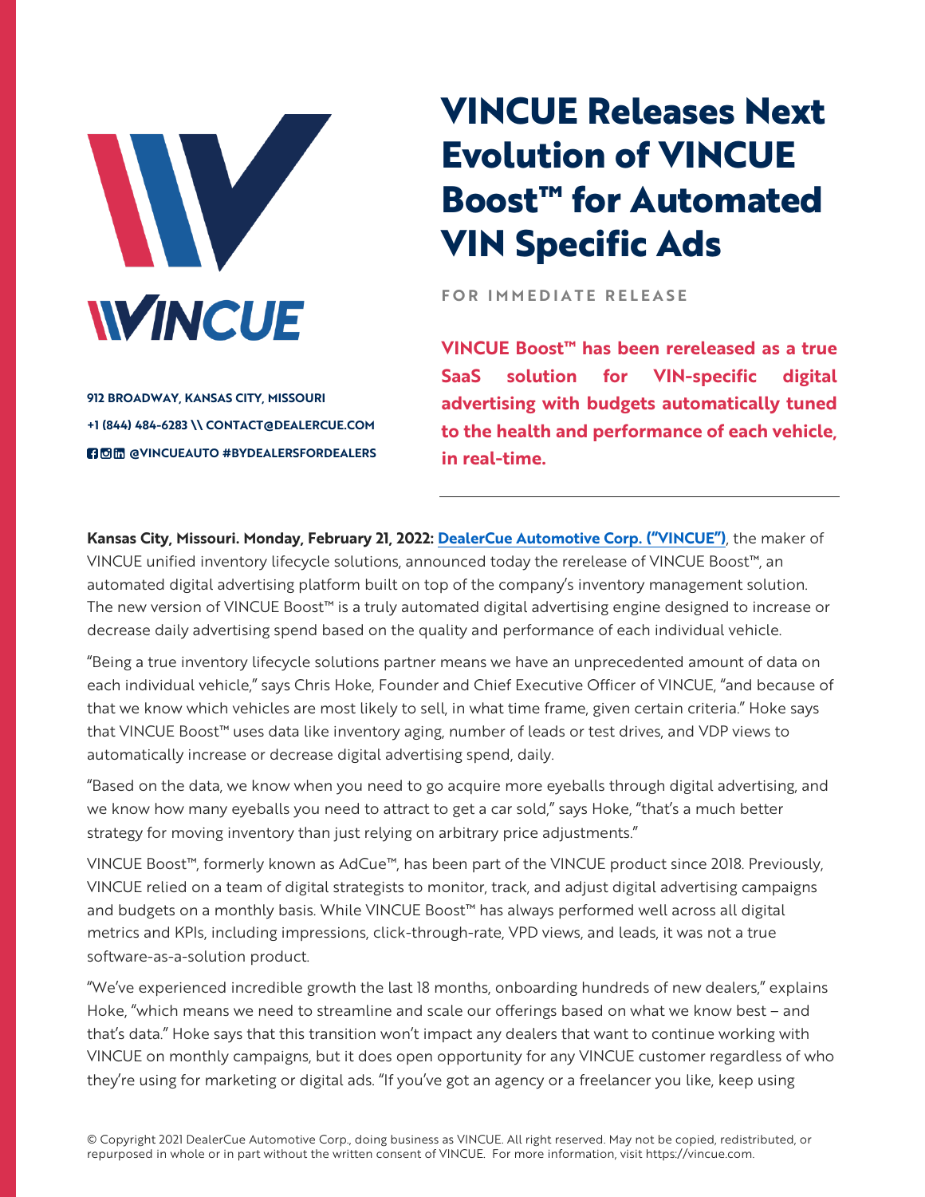# VINCUE Releases Next Evolution of VINCUE Boost™ for Automated VIN Specific Ads

912 BROADWAY, KANSAS CITY, MISSOURI
+1 (844) 484-6283 \\ CONTACT@DEALERCUE.COM
@VINCUEAUTO #BYDEALERSFORDEALERS

FOR IMMEDIATE RELEASE

**VINCUE Boost™ has been rereleased as a true SaaS solution for VIN-specific digital advertising with budgets automatically tuned to the health and performance of each vehicle, in real-time.**

---

**Kansas City, Missouri. Monday, February 21, 2022:** **DealerCue Automotive Corp. ("VINCUE")**, the maker of VINCUE unified inventory lifecycle solutions, announced today the rerelease of VINCUE Boost™, an automated digital advertising platform built on top of the company's inventory management solution. The new version of VINCUE Boost™ is a truly automated digital advertising engine designed to increase or decrease daily advertising spend based on the quality and performance of each individual vehicle.

"Being a true inventory lifecycle solutions partner means we have an unprecedented amount of data on each individual vehicle," says Chris Hoke, Founder and Chief Executive Officer of VINCUE, "and because of that we know which vehicles are most likely to sell, in what time frame, given certain criteria." Hoke says that VINCUE Boost™ uses data like inventory aging, number of leads or test drives, and VDP views to automatically increase or decrease digital advertising spend, daily.

"Based on the data, we know when you need to go acquire more eyeballs through digital advertising, and we know how many eyeballs you need to attract to get a car sold," says Hoke, "that's a much better strategy for moving inventory than just relying on arbitrary price adjustments."

VINCUE Boost™, formerly known as AdCue™, has been part of the VINCUE product since 2018. Previously, VINCUE relied on a team of digital strategists to monitor, track, and adjust digital advertising campaigns and budgets on a monthly basis. While VINCUE Boost™ has always performed well across all digital metrics and KPIs, including impressions, click-through-rate, VPD views, and leads, it was not a true software-as-a-solution product.

"We've experienced incredible growth the last 18 months, onboarding hundreds of new dealers," explains Hoke, "which means we need to streamline and scale our offerings based on what we know best – and that's data." Hoke says that this transition won't impact any dealers that want to continue working with VINCUE on monthly campaigns, but it does open opportunity for any VINCUE customer regardless of who they're using for marketing or digital ads. "If you've got an agency or a freelancer you like, keep using

© Copyright 2021 DealerCue Automotive Corp., doing business as VINCUE. All right reserved. May not be copied, redistributed, or repurposed in whole or in part without the written consent of VINCUE. For more information, visit https://vincue.com.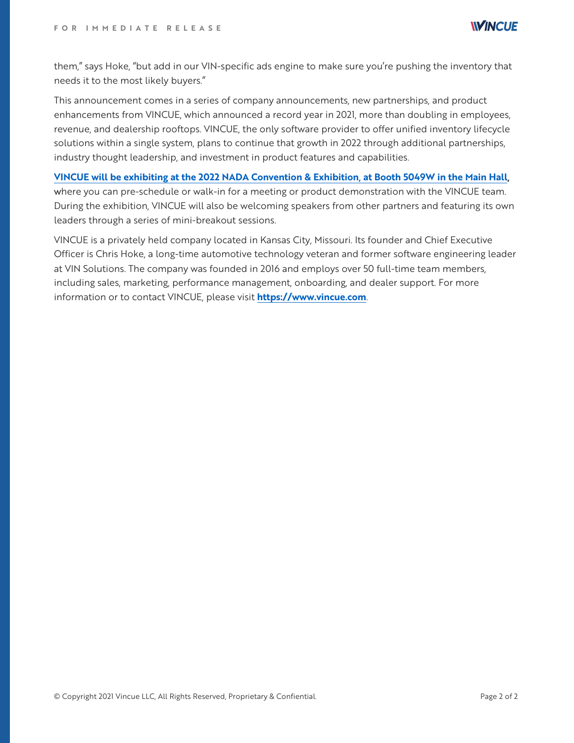them," says Hoke, "but add in our VIN-specific ads engine to make sure you're pushing the inventory that needs it to the most likely buyers."

This announcement comes in a series of company announcements, new partnerships, and product enhancements from VINCUE, which announced a record year in 2021, more than doubling in employees, revenue, and dealership rooftops. VINCUE, the only software provider to offer unified inventory lifecycle solutions within a single system, plans to continue that growth in 2022 through additional partnerships, industry thought leadership, and investment in product features and capabilities.

**VINCUE will be exhibiting at the 2022 NADA Convention & Exhibition, at Booth 5049W in the Main Hall**, where you can pre-schedule or walk-in for a meeting or product demonstration with the VINCUE team. During the exhibition, VINCUE will also be welcoming speakers from other partners and featuring its own leaders through a series of mini-breakout sessions.

VINCUE is a privately held company located in Kansas City, Missouri. Its founder and Chief Executive Officer is Chris Hoke, a long-time automotive technology veteran and former software engineering leader at VIN Solutions. The company was founded in 2016 and employs over 50 full-time team members, including sales, marketing, performance management, onboarding, and dealer support. For more information or to contact VINCUE, please visit **https://www.vincue.com**.